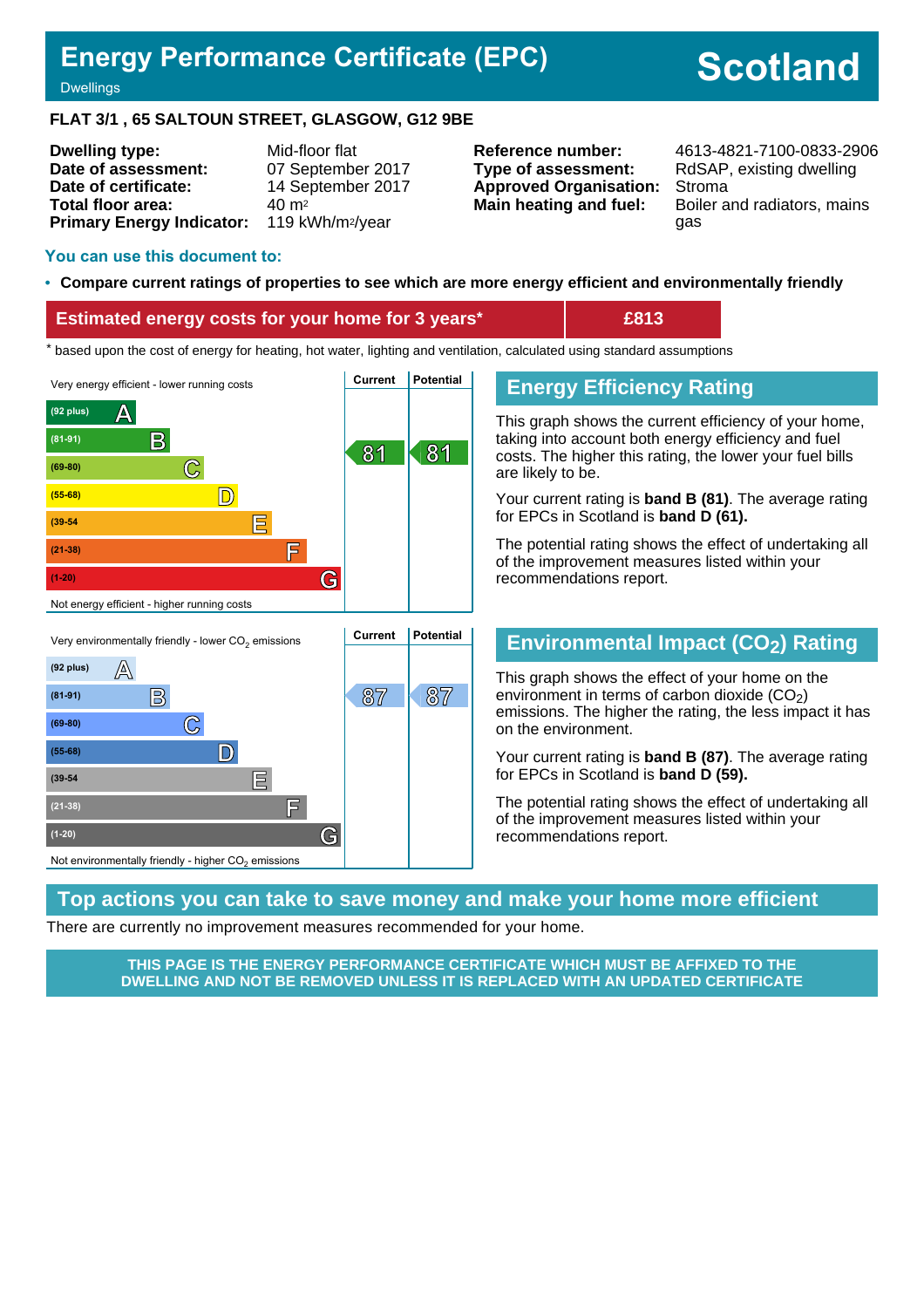# Energy Performance Certificate (EPC)

Dwellings

**Scotland**

**FLAT 3/1 , 65 SALTOUN STREET, GLASGOW, G12 9BE**

| | | | |
|---|---|---|---|
| **Dwelling type:** | Mid-floor flat | **Reference number:** | 4613-4821-7100-0833-2906 |
| **Date of assessment:** | 07 September 2017 | **Type of assessment:** | RdSAP, existing dwelling |
| **Date of certificate:** | 14 September 2017 | **Approved Organisation:** | Stroma |
| **Total floor area:** | 40 m² | **Main heating and fuel:** | Boiler and radiators, mains gas |
| **Primary Energy Indicator:** | 119 kWh/m²/year | | |

## You can use this document to:

- **Compare current ratings of properties to see which are more energy efficient and environmentally friendly**

| Estimated energy costs for your home for 3 years* | £813 |
|---|---|

\* based upon the cost of energy for heating, hot water, lighting and ventilation, calculated using standard assumptions

Very energy efficient - lower running costs

| Band | Current | Potential |
|---|---|---|
| (92 plus) A | | |
| (81-91) B | 81 | 81 |
| (69-80) C | | |
| (55-68) D | | |
| (39-54) E | | |
| (21-38) F | | |
| (1-20) G | | |

Not energy efficient - higher running costs

## Energy Efficiency Rating

This graph shows the current efficiency of your home, taking into account both energy efficiency and fuel costs. The higher this rating, the lower your fuel bills are likely to be.

Your current rating is **band B (81)**. The average rating for EPCs in Scotland is **band D (61).**

The potential rating shows the effect of undertaking all of the improvement measures listed within your recommendations report.

Very environmentally friendly - lower $CO_2$ emissions

| Band | Current | Potential |
|---|---|---|
| (92 plus) A | | |
| (81-91) B | 87 | 87 |
| (69-80) C | | |
| (55-68) D | | |
| (39-54) E | | |
| (21-38) F | | |
| (1-20) G | | |

Not environmentally friendly - higher $CO_2$ emissions

## Environmental Impact ($CO_2$) Rating

This graph shows the effect of your home on the environment in terms of carbon dioxide ($CO_2$) emissions. The higher the rating, the less impact it has on the environment.

Your current rating is **band B (87)**. The average rating for EPCs in Scotland is **band D (59).**

The potential rating shows the effect of undertaking all of the improvement measures listed within your recommendations report.

## Top actions you can take to save money and make your home more efficient

There are currently no improvement measures recommended for your home.

**THIS PAGE IS THE ENERGY PERFORMANCE CERTIFICATE WHICH MUST BE AFFIXED TO THE DWELLING AND NOT BE REMOVED UNLESS IT IS REPLACED WITH AN UPDATED CERTIFICATE**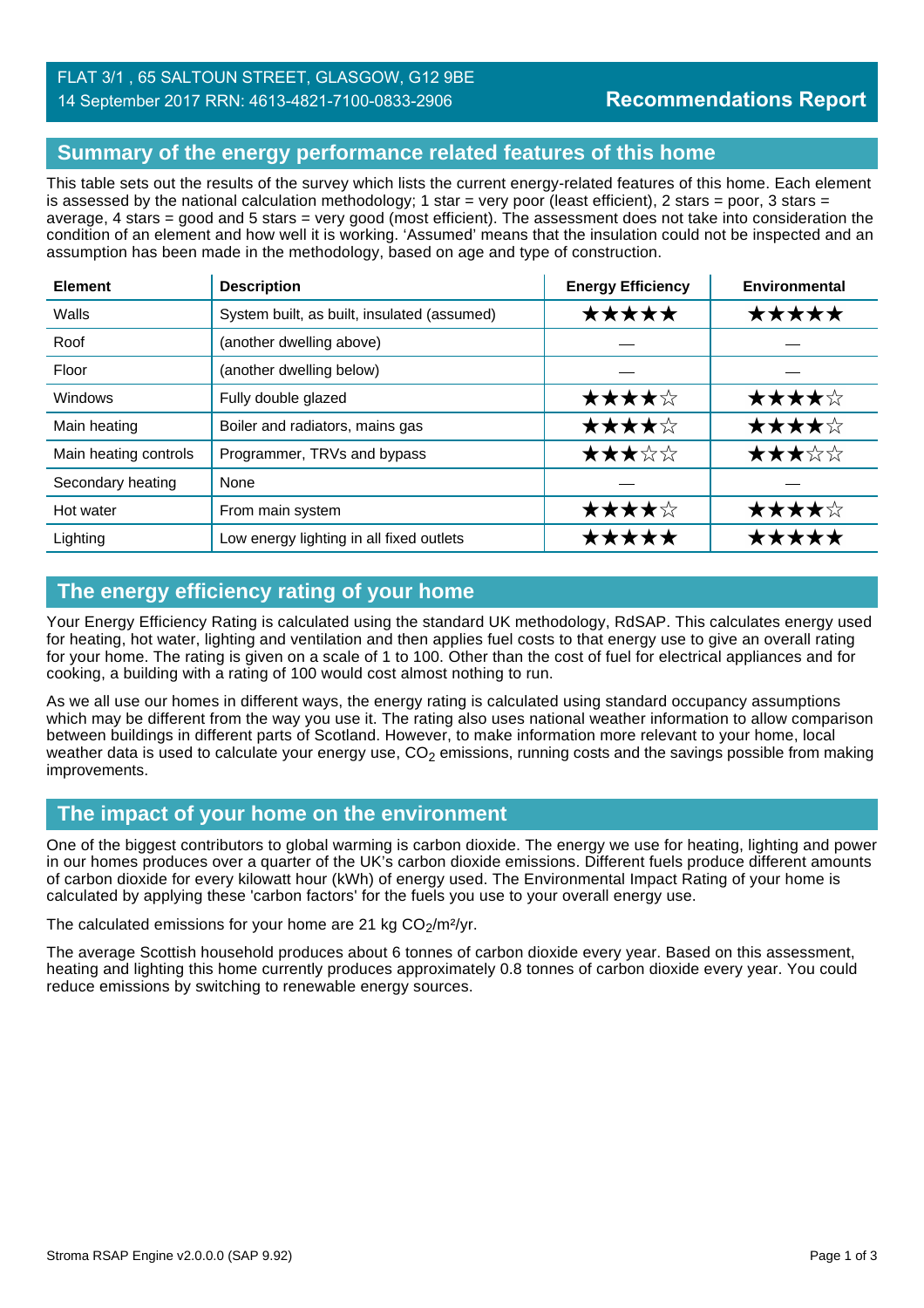FLAT 3/1 , 65 SALTOUN STREET, GLASGOW, G12 9BE
14 September 2017 RRN: 4613-4821-7100-0833-2906

**Recommendations Report**

## Summary of the energy performance related features of this home

This table sets out the results of the survey which lists the current energy-related features of this home. Each element is assessed by the national calculation methodology; 1 star = very poor (least efficient), 2 stars = poor, 3 stars = average, 4 stars = good and 5 stars = very good (most efficient). The assessment does not take into consideration the condition of an element and how well it is working. 'Assumed' means that the insulation could not be inspected and an assumption has been made in the methodology, based on age and type of construction.

| Element | Description | Energy Efficiency | Environmental |
|---|---|---|---|
| Walls | System built, as built, insulated (assumed) | ★★★★★ | ★★★★★ |
| Roof | (another dwelling above) | — | — |
| Floor | (another dwelling below) | — | — |
| Windows | Fully double glazed | ★★★★☆ | ★★★★☆ |
| Main heating | Boiler and radiators, mains gas | ★★★★☆ | ★★★★☆ |
| Main heating controls | Programmer, TRVs and bypass | ★★★☆☆ | ★★★☆☆ |
| Secondary heating | None | — | — |
| Hot water | From main system | ★★★★☆ | ★★★★☆ |
| Lighting | Low energy lighting in all fixed outlets | ★★★★★ | ★★★★★ |

## The energy efficiency rating of your home

Your Energy Efficiency Rating is calculated using the standard UK methodology, RdSAP. This calculates energy used for heating, hot water, lighting and ventilation and then applies fuel costs to that energy use to give an overall rating for your home. The rating is given on a scale of 1 to 100. Other than the cost of fuel for electrical appliances and for cooking, a building with a rating of 100 would cost almost nothing to run.

As we all use our homes in different ways, the energy rating is calculated using standard occupancy assumptions which may be different from the way you use it. The rating also uses national weather information to allow comparison between buildings in different parts of Scotland. However, to make information more relevant to your home, local weather data is used to calculate your energy use, $CO_2$ emissions, running costs and the savings possible from making improvements.

## The impact of your home on the environment

One of the biggest contributors to global warming is carbon dioxide. The energy we use for heating, lighting and power in our homes produces over a quarter of the UK's carbon dioxide emissions. Different fuels produce different amounts of carbon dioxide for every kilowatt hour (kWh) of energy used. The Environmental Impact Rating of your home is calculated by applying these 'carbon factors' for the fuels you use to your overall energy use.

The calculated emissions for your home are 21 kg $CO_2/m^2/yr$.

The average Scottish household produces about 6 tonnes of carbon dioxide every year. Based on this assessment, heating and lighting this home currently produces approximately 0.8 tonnes of carbon dioxide every year. You could reduce emissions by switching to renewable energy sources.

Stroma RSAP Engine v2.0.0.0 (SAP 9.92)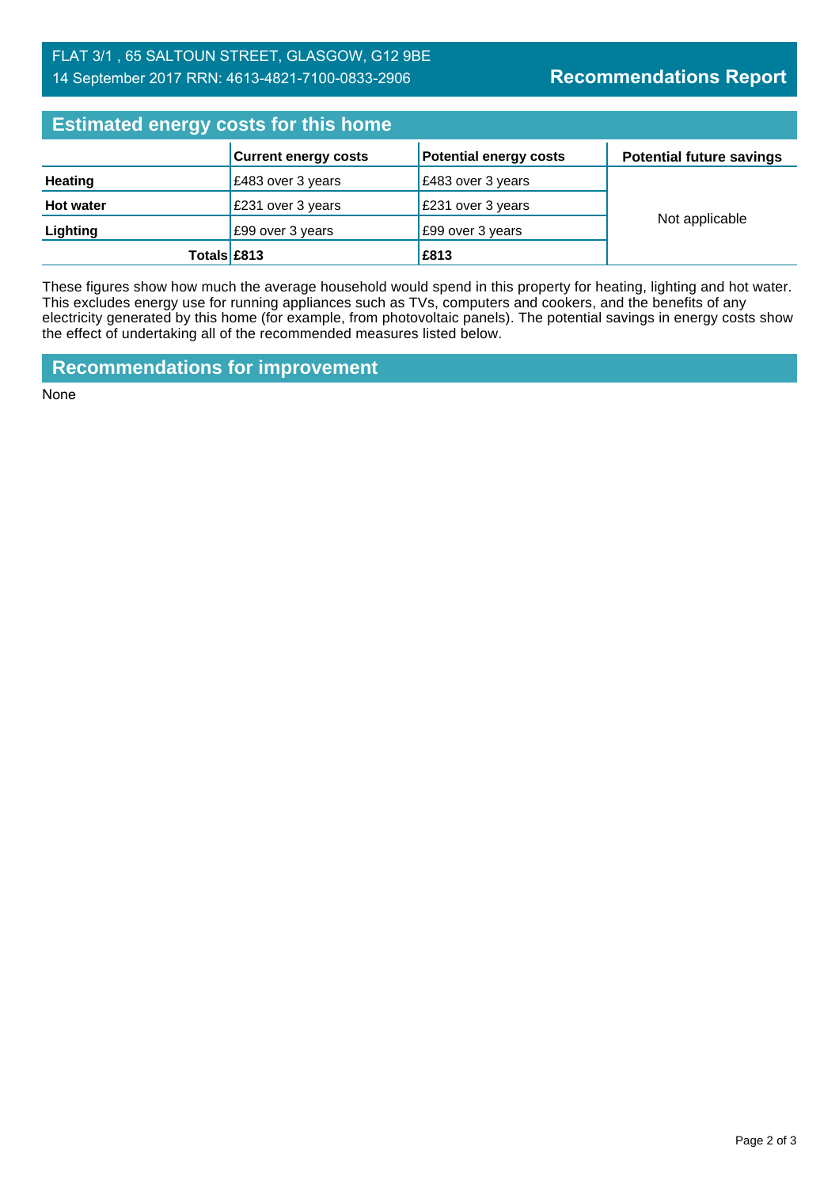FLAT 3/1 , 65 SALTOUN STREET, GLASGOW, G12 9BE
14 September 2017 RRN: 4613-4821-7100-0833-2906

**Recommendations Report**

## Estimated energy costs for this home

| | Current energy costs | Potential energy costs | Potential future savings |
|---|---|---|---|
| **Heating** | £483 over 3 years | £483 over 3 years | Not applicable |
| **Hot water** | £231 over 3 years | £231 over 3 years | |
| **Lighting** | £99 over 3 years | £99 over 3 years | |
| **Totals** | **£813** | **£813** | |

These figures show how much the average household would spend in this property for heating, lighting and hot water. This excludes energy use for running appliances such as TVs, computers and cookers, and the benefits of any electricity generated by this home (for example, from photovoltaic panels). The potential savings in energy costs show the effect of undertaking all of the recommended measures listed below.

## Recommendations for improvement

None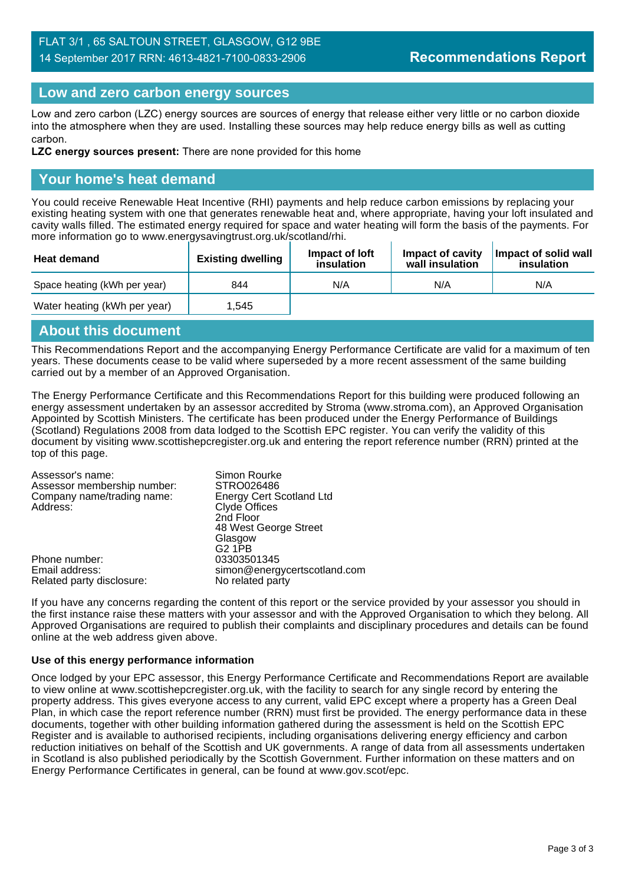FLAT 3/1 , 65 SALTOUN STREET, GLASGOW, G12 9BE
14 September 2017 RRN: 4613-4821-7100-0833-2906

**Recommendations Report**

## Low and zero carbon energy sources

Low and zero carbon (LZC) energy sources are sources of energy that release either very little or no carbon dioxide into the atmosphere when they are used. Installing these sources may help reduce energy bills as well as cutting carbon.

**LZC energy sources present:** There are none provided for this home

## Your home's heat demand

You could receive Renewable Heat Incentive (RHI) payments and help reduce carbon emissions by replacing your existing heating system with one that generates renewable heat and, where appropriate, having your loft insulated and cavity walls filled. The estimated energy required for space and water heating will form the basis of the payments. For more information go to www.energysavingtrust.org.uk/scotland/rhi.

| Heat demand | Existing dwelling | Impact of loft insulation | Impact of cavity wall insulation | Impact of solid wall insulation |
|---|---|---|---|---|
| Space heating (kWh per year) | 844 | N/A | N/A | N/A |
| Water heating (kWh per year) | 1,545 | | | |

## About this document

This Recommendations Report and the accompanying Energy Performance Certificate are valid for a maximum of ten years. These documents cease to be valid where superseded by a more recent assessment of the same building carried out by a member of an Approved Organisation.

The Energy Performance Certificate and this Recommendations Report for this building were produced following an energy assessment undertaken by an assessor accredited by Stroma (www.stroma.com), an Approved Organisation Appointed by Scottish Ministers. The certificate has been produced under the Energy Performance of Buildings (Scotland) Regulations 2008 from data lodged to the Scottish EPC register. You can verify the validity of this document by visiting www.scottishepcregister.org.uk and entering the report reference number (RRN) printed at the top of this page.

| | |
|---|---|
| Assessor's name: | Simon Rourke |
| Assessor membership number: | STRO026486 |
| Company name/trading name: | Energy Cert Scotland Ltd |
| Address: | Clyde Offices<br>2nd Floor<br>48 West George Street<br>Glasgow<br>G2 1PB |
| Phone number: | 03303501345 |
| Email address: | simon@energycertscotland.com |
| Related party disclosure: | No related party |

If you have any concerns regarding the content of this report or the service provided by your assessor you should in the first instance raise these matters with your assessor and with the Approved Organisation to which they belong. All Approved Organisations are required to publish their complaints and disciplinary procedures and details can be found online at the web address given above.

#### Use of this energy performance information

Once lodged by your EPC assessor, this Energy Performance Certificate and Recommendations Report are available to view online at www.scottishepcregister.org.uk, with the facility to search for any single record by entering the property address. This gives everyone access to any current, valid EPC except where a property has a Green Deal Plan, in which case the report reference number (RRN) must first be provided. The energy performance data in these documents, together with other building information gathered during the assessment is held on the Scottish EPC Register and is available to authorised recipients, including organisations delivering energy efficiency and carbon reduction initiatives on behalf of the Scottish and UK governments. A range of data from all assessments undertaken in Scotland is also published periodically by the Scottish Government. Further information on these matters and on Energy Performance Certificates in general, can be found at www.gov.scot/epc.